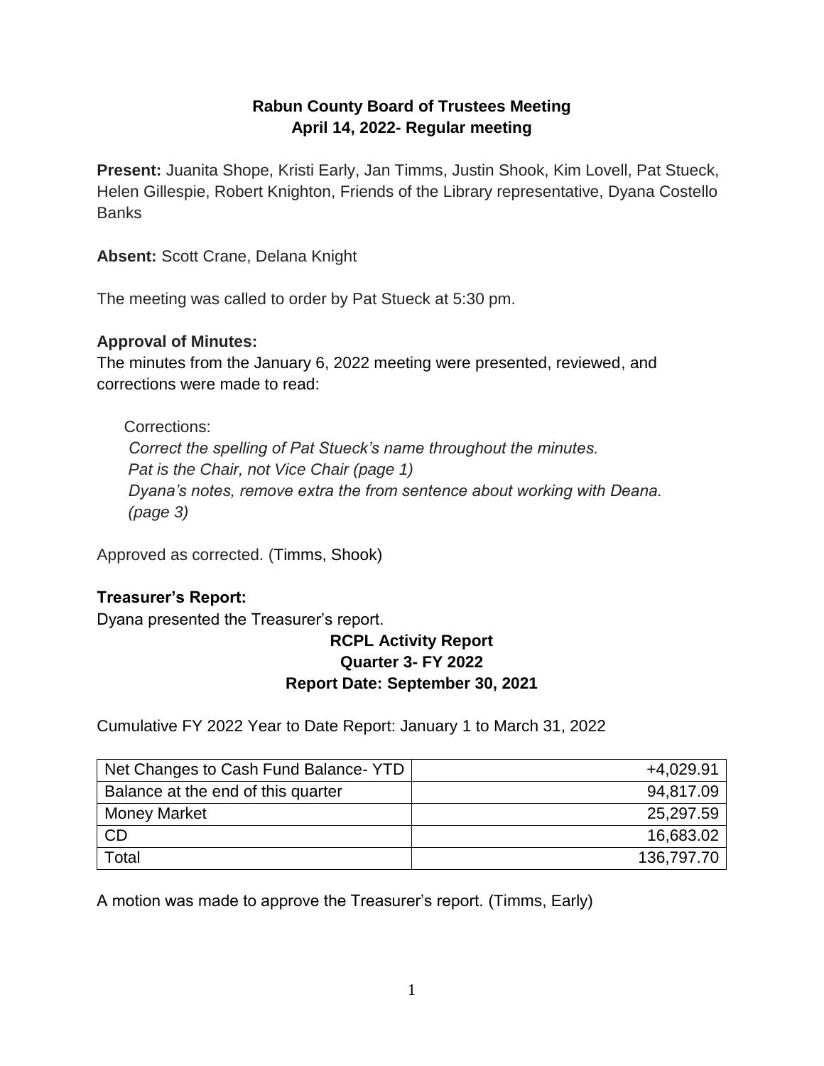# Rabun County Board of Trustees Meeting
## April 14, 2022- Regular meeting

**Present:** Juanita Shope, Kristi Early, Jan Timms, Justin Shook, Kim Lovell, Pat Stueck, Helen Gillespie, Robert Knighton, Friends of the Library representative, Dyana Costello Banks

**Absent:** Scott Crane, Delana Knight

The meeting was called to order by Pat Stueck at 5:30 pm.

### Approval of Minutes:

The minutes from the January 6, 2022 meeting were presented, reviewed, and corrections were made to read:

Corrections:
*Correct the spelling of Pat Stueck's name throughout the minutes.*
*Pat is the Chair, not Vice Chair (page 1)*
*Dyana's notes, remove extra the from sentence about working with Deana. (page 3)*

Approved as corrected. (Timms, Shook)

### Treasurer's Report:

Dyana presented the Treasurer's report.

**RCPL Activity Report**
**Quarter 3- FY 2022**
**Report Date: September 30, 2021**

Cumulative FY 2022 Year to Date Report: January 1 to March 31, 2022

| Net Changes to Cash Fund Balance- YTD | +4,029.91 |
|---|---|
| Balance at the end of this quarter | 94,817.09 |
| Money Market | 25,297.59 |
| CD | 16,683.02 |
| Total | 136,797.70 |

A motion was made to approve the Treasurer's report. (Timms, Early)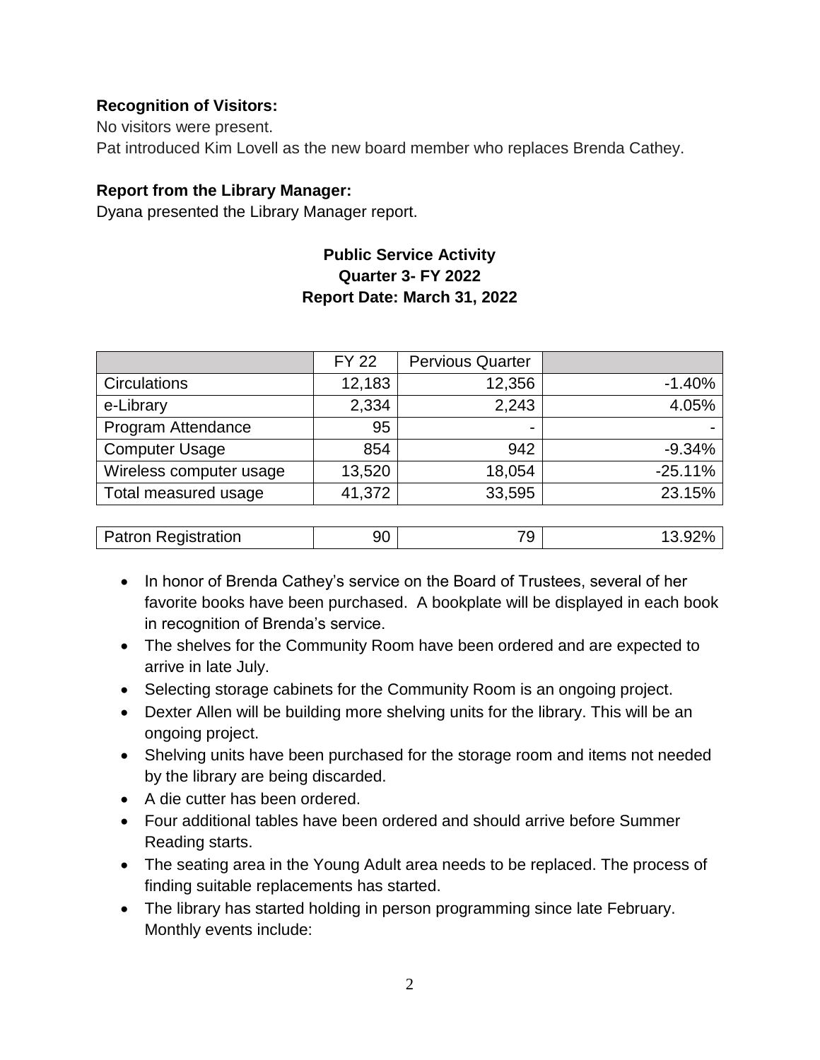**Recognition of Visitors:**

No visitors were present.

Pat introduced Kim Lovell as the new board member who replaces Brenda Cathey.

**Report from the Library Manager:**

Dyana presented the Library Manager report.

**Public Service Activity**
**Quarter 3- FY 2022**
**Report Date: March 31, 2022**

| | FY 22 | Pervious Quarter | |
|---|---|---|---|
| Circulations | 12,183 | 12,356 | -1.40% |
| e-Library | 2,334 | 2,243 | 4.05% |
| Program Attendance | 95 | - | - |
| Computer Usage | 854 | 942 | -9.34% |
| Wireless computer usage | 13,520 | 18,054 | -25.11% |
| Total measured usage | 41,372 | 33,595 | 23.15% |
| | | | |
| Patron Registration | 90 | 79 | 13.92% |

- In honor of Brenda Cathey's service on the Board of Trustees, several of her favorite books have been purchased. A bookplate will be displayed in each book in recognition of Brenda's service.
- The shelves for the Community Room have been ordered and are expected to arrive in late July.
- Selecting storage cabinets for the Community Room is an ongoing project.
- Dexter Allen will be building more shelving units for the library. This will be an ongoing project.
- Shelving units have been purchased for the storage room and items not needed by the library are being discarded.
- A die cutter has been ordered.
- Four additional tables have been ordered and should arrive before Summer Reading starts.
- The seating area in the Young Adult area needs to be replaced. The process of finding suitable replacements has started.
- The library has started holding in person programming since late February. Monthly events include: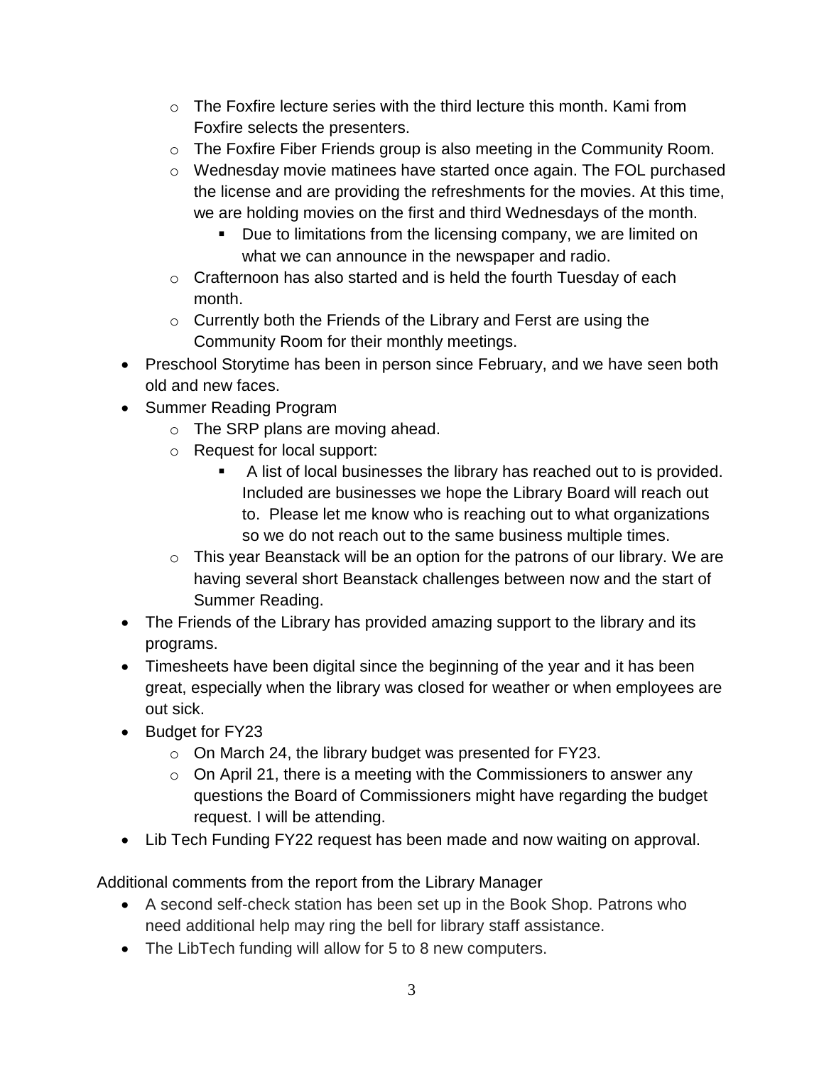- The Foxfire lecture series with the third lecture this month. Kami from Foxfire selects the presenters.
    - The Foxfire Fiber Friends group is also meeting in the Community Room.
    - Wednesday movie matinees have started once again. The FOL purchased the license and are providing the refreshments for the movies. At this time, we are holding movies on the first and third Wednesdays of the month.
        - Due to limitations from the licensing company, we are limited on what we can announce in the newspaper and radio.
    - Crafternoon has also started and is held the fourth Tuesday of each month.
    - Currently both the Friends of the Library and Ferst are using the Community Room for their monthly meetings.
- Preschool Storytime has been in person since February, and we have seen both old and new faces.
- Summer Reading Program
    - The SRP plans are moving ahead.
    - Request for local support:
        - A list of local businesses the library has reached out to is provided. Included are businesses we hope the Library Board will reach out to. Please let me know who is reaching out to what organizations so we do not reach out to the same business multiple times.
    - This year Beanstack will be an option for the patrons of our library. We are having several short Beanstack challenges between now and the start of Summer Reading.
- The Friends of the Library has provided amazing support to the library and its programs.
- Timesheets have been digital since the beginning of the year and it has been great, especially when the library was closed for weather or when employees are out sick.
- Budget for FY23
    - On March 24, the library budget was presented for FY23.
    - On April 21, there is a meeting with the Commissioners to answer any questions the Board of Commissioners might have regarding the budget request. I will be attending.
- Lib Tech Funding FY22 request has been made and now waiting on approval.

Additional comments from the report from the Library Manager

- A second self-check station has been set up in the Book Shop. Patrons who need additional help may ring the bell for library staff assistance.
- The LibTech funding will allow for 5 to 8 new computers.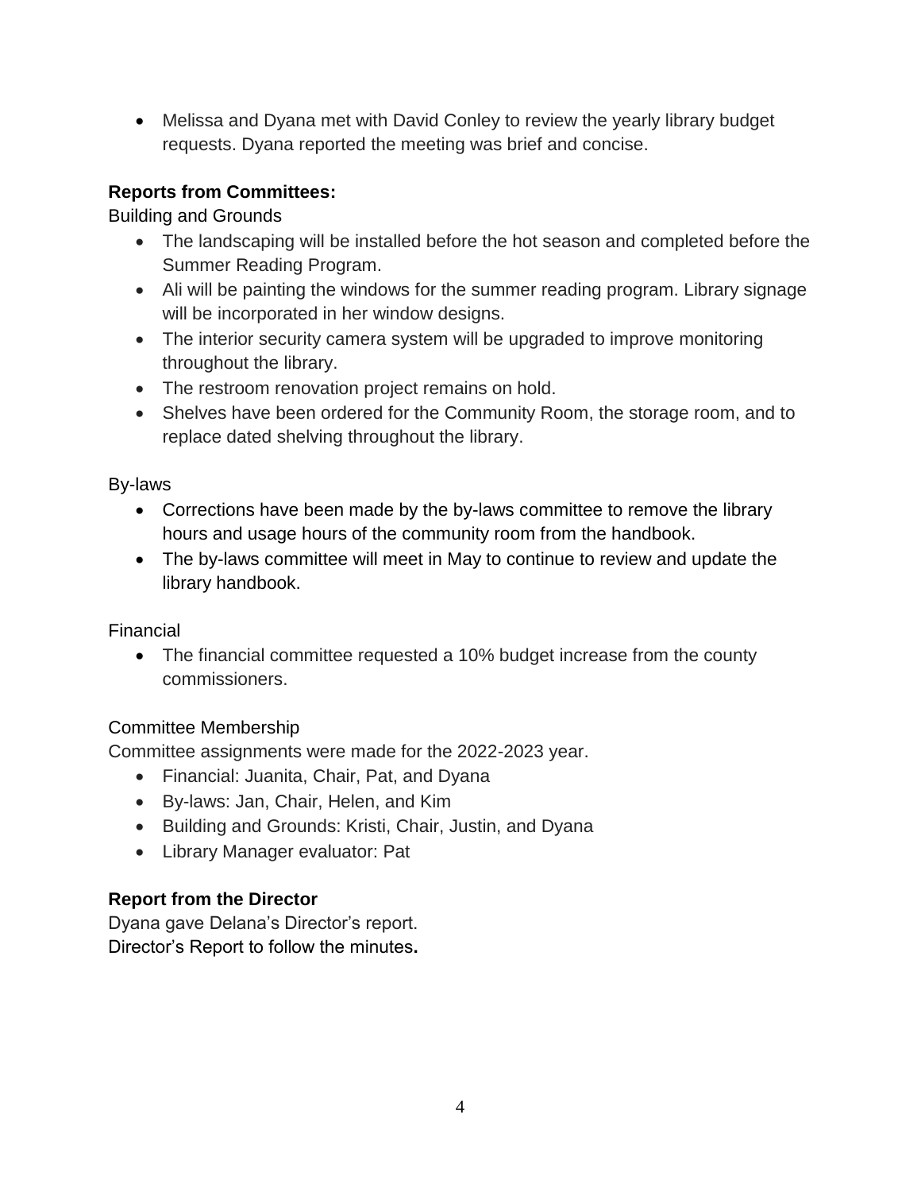- Melissa and Dyana met with David Conley to review the yearly library budget requests. Dyana reported the meeting was brief and concise.

**Reports from Committees:**

Building and Grounds

- The landscaping will be installed before the hot season and completed before the Summer Reading Program.
- Ali will be painting the windows for the summer reading program. Library signage will be incorporated in her window designs.
- The interior security camera system will be upgraded to improve monitoring throughout the library.
- The restroom renovation project remains on hold.
- Shelves have been ordered for the Community Room, the storage room, and to replace dated shelving throughout the library.

By-laws

- Corrections have been made by the by-laws committee to remove the library hours and usage hours of the community room from the handbook.
- The by-laws committee will meet in May to continue to review and update the library handbook.

Financial

- The financial committee requested a 10% budget increase from the county commissioners.

Committee Membership

Committee assignments were made for the 2022-2023 year.

- Financial: Juanita, Chair, Pat, and Dyana
- By-laws: Jan, Chair, Helen, and Kim
- Building and Grounds: Kristi, Chair, Justin, and Dyana
- Library Manager evaluator: Pat

**Report from the Director**

Dyana gave Delana's Director's report.
Director's Report to follow the minutes.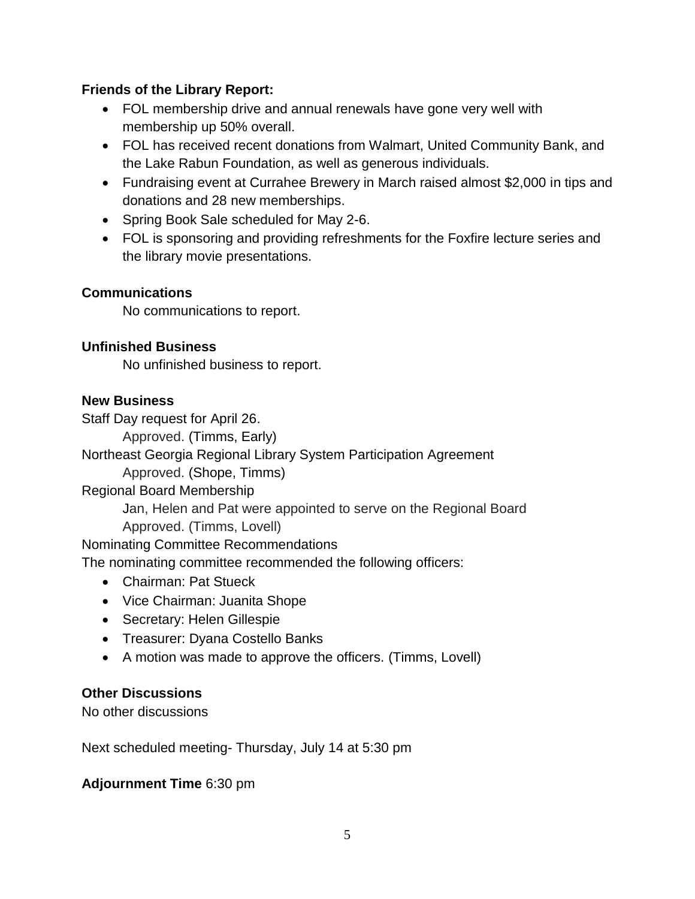**Friends of the Library Report:**

- FOL membership drive and annual renewals have gone very well with membership up 50% overall.
- FOL has received recent donations from Walmart, United Community Bank, and the Lake Rabun Foundation, as well as generous individuals.
- Fundraising event at Currahee Brewery in March raised almost $2,000 in tips and donations and 28 new memberships.
- Spring Book Sale scheduled for May 2-6.
- FOL is sponsoring and providing refreshments for the Foxfire lecture series and the library movie presentations.

**Communications**

No communications to report.

**Unfinished Business**

No unfinished business to report.

**New Business**

Staff Day request for April 26.

Approved. (Timms, Early)

Northeast Georgia Regional Library System Participation Agreement

Approved. (Shope, Timms)

Regional Board Membership

Jan, Helen and Pat were appointed to serve on the Regional Board

Approved. (Timms, Lovell)

Nominating Committee Recommendations

The nominating committee recommended the following officers:

- Chairman: Pat Stueck
- Vice Chairman: Juanita Shope
- Secretary: Helen Gillespie
- Treasurer: Dyana Costello Banks
- A motion was made to approve the officers. (Timms, Lovell)

**Other Discussions**

No other discussions

Next scheduled meeting- Thursday, July 14 at 5:30 pm

**Adjournment Time** 6:30 pm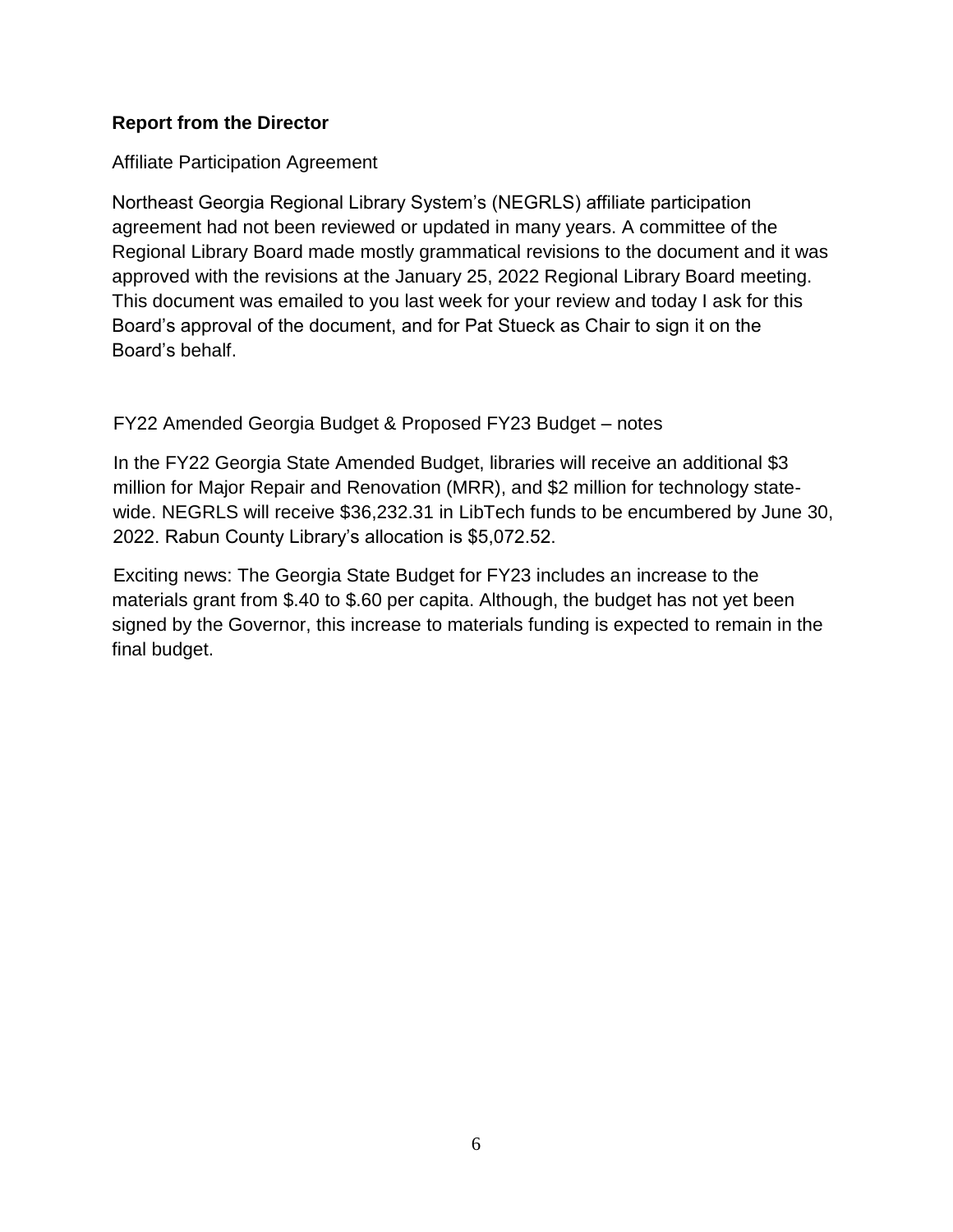**Report from the Director**

Affiliate Participation Agreement

Northeast Georgia Regional Library System's (NEGRLS) affiliate participation agreement had not been reviewed or updated in many years. A committee of the Regional Library Board made mostly grammatical revisions to the document and it was approved with the revisions at the January 25, 2022 Regional Library Board meeting. This document was emailed to you last week for your review and today I ask for this Board's approval of the document, and for Pat Stueck as Chair to sign it on the Board's behalf.

FY22 Amended Georgia Budget & Proposed FY23 Budget – notes

In the FY22 Georgia State Amended Budget, libraries will receive an additional $3 million for Major Repair and Renovation (MRR), and $2 million for technology state-wide. NEGRLS will receive $36,232.31 in LibTech funds to be encumbered by June 30, 2022. Rabun County Library's allocation is $5,072.52.

Exciting news: The Georgia State Budget for FY23 includes an increase to the materials grant from $.40 to $.60 per capita. Although, the budget has not yet been signed by the Governor, this increase to materials funding is expected to remain in the final budget.